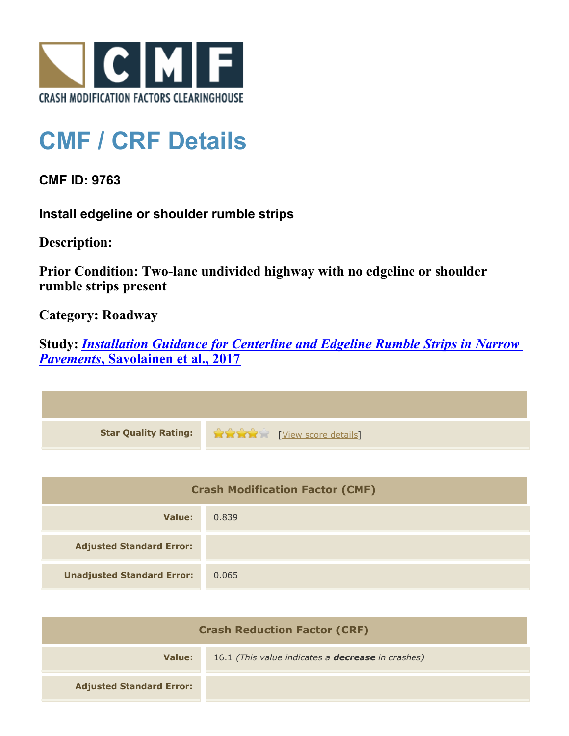CRASH MODIFICATION FACTORS CLEARINGHOUSE

# CMF / CRF Details

### CMF ID: 9763

### Install edgeline or shoulder rumble strips

**Description:**

**Prior Condition: Two-lane undivided highway with no edgeline or shoulder rumble strips present**

**Category: Roadway**

**Study: *Installation Guidance for Centerline and Edgeline Rumble Strips in Narrow Pavements*, Savolainen et al., 2017**

| | |
|---|---|
| **Star Quality Rating:** | 4 stars [View score details] |

| Crash Modification Factor (CMF) | |
|---|---|
| **Value:** | 0.839 |
| **Adjusted Standard Error:** | |
| **Unadjusted Standard Error:** | 0.065 |

| Crash Reduction Factor (CRF) | |
|---|---|
| **Value:** | 16.1 *(This value indicates a **decrease** in crashes)* |
| **Adjusted Standard Error:** | |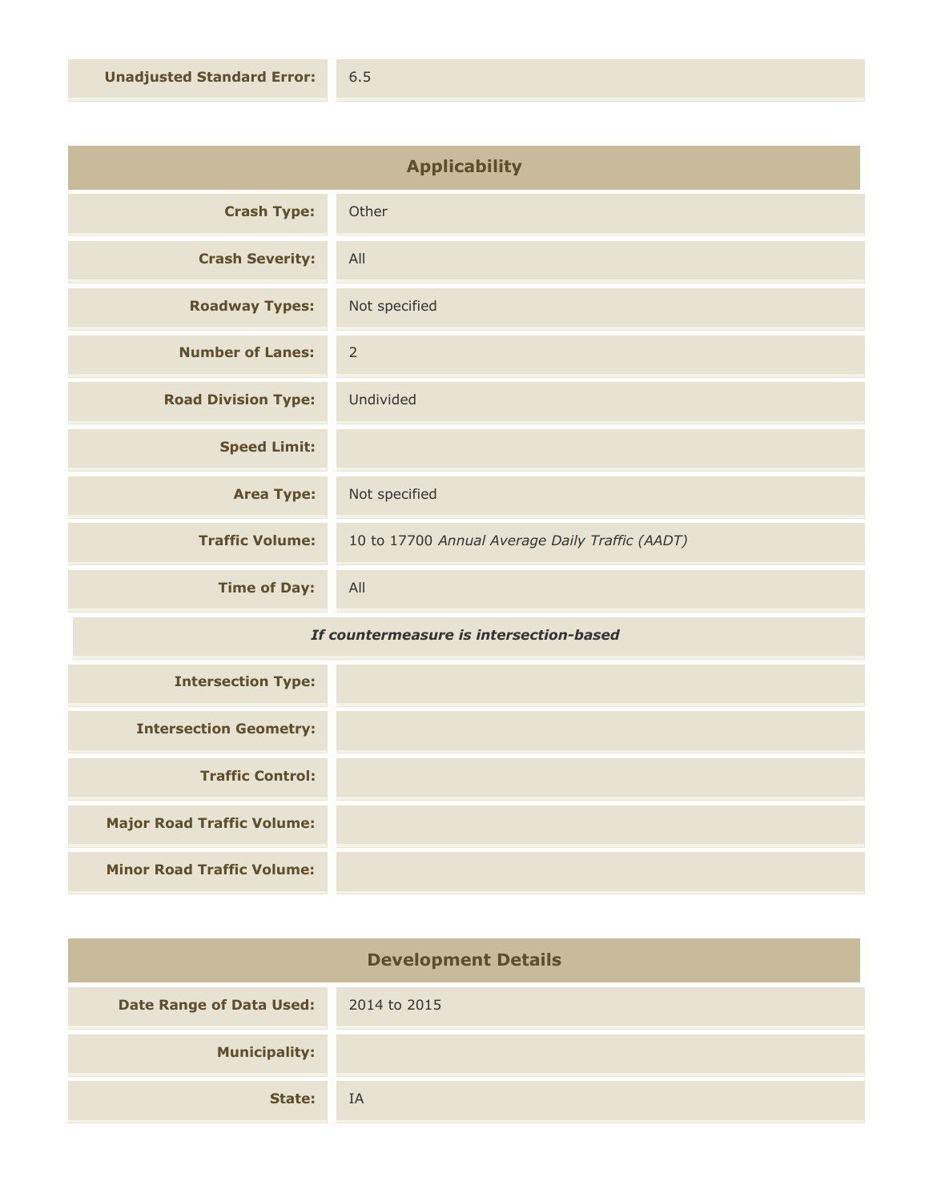| | |
|---|---|
| **Unadjusted Standard Error:** | 6.5 |

## Applicability

| | |
|---|---|
| **Crash Type:** | Other |
| **Crash Severity:** | All |
| **Roadway Types:** | Not specified |
| **Number of Lanes:** | 2 |
| **Road Division Type:** | Undivided |
| **Speed Limit:** | |
| **Area Type:** | Not specified |
| **Traffic Volume:** | 10 to 17700 *Annual Average Daily Traffic (AADT)* |
| **Time of Day:** | All |

***If countermeasure is intersection-based***

| | |
|---|---|
| **Intersection Type:** | |
| **Intersection Geometry:** | |
| **Traffic Control:** | |
| **Major Road Traffic Volume:** | |
| **Minor Road Traffic Volume:** | |

## Development Details

| | |
|---|---|
| **Date Range of Data Used:** | 2014 to 2015 |
| **Municipality:** | |
| **State:** | IA |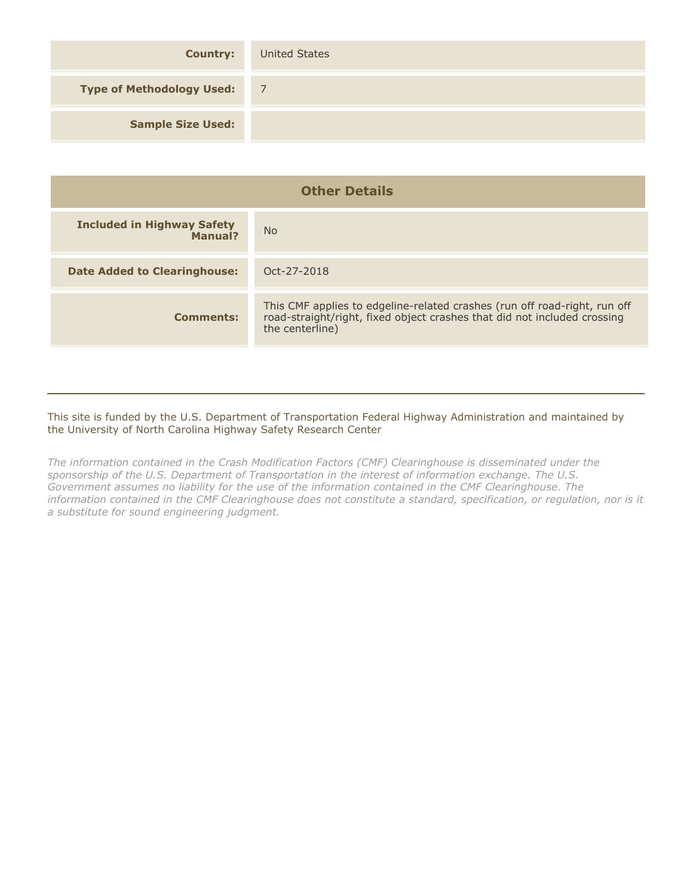| | |
|---|---|
| **Country:** | United States |
| **Type of Methodology Used:** | 7 |
| **Sample Size Used:** | |

## Other Details

| | |
|---|---|
| **Included in Highway Safety Manual?** | No |
| **Date Added to Clearinghouse:** | Oct-27-2018 |
| **Comments:** | This CMF applies to edgeline-related crashes (run off road-right, run off road-straight/right, fixed object crashes that did not included crossing the centerline) |

---

This site is funded by the U.S. Department of Transportation Federal Highway Administration and maintained by the University of North Carolina Highway Safety Research Center

*The information contained in the Crash Modification Factors (CMF) Clearinghouse is disseminated under the sponsorship of the U.S. Department of Transportation in the interest of information exchange. The U.S. Government assumes no liability for the use of the information contained in the CMF Clearinghouse. The information contained in the CMF Clearinghouse does not constitute a standard, specification, or regulation, nor is it a substitute for sound engineering judgment.*